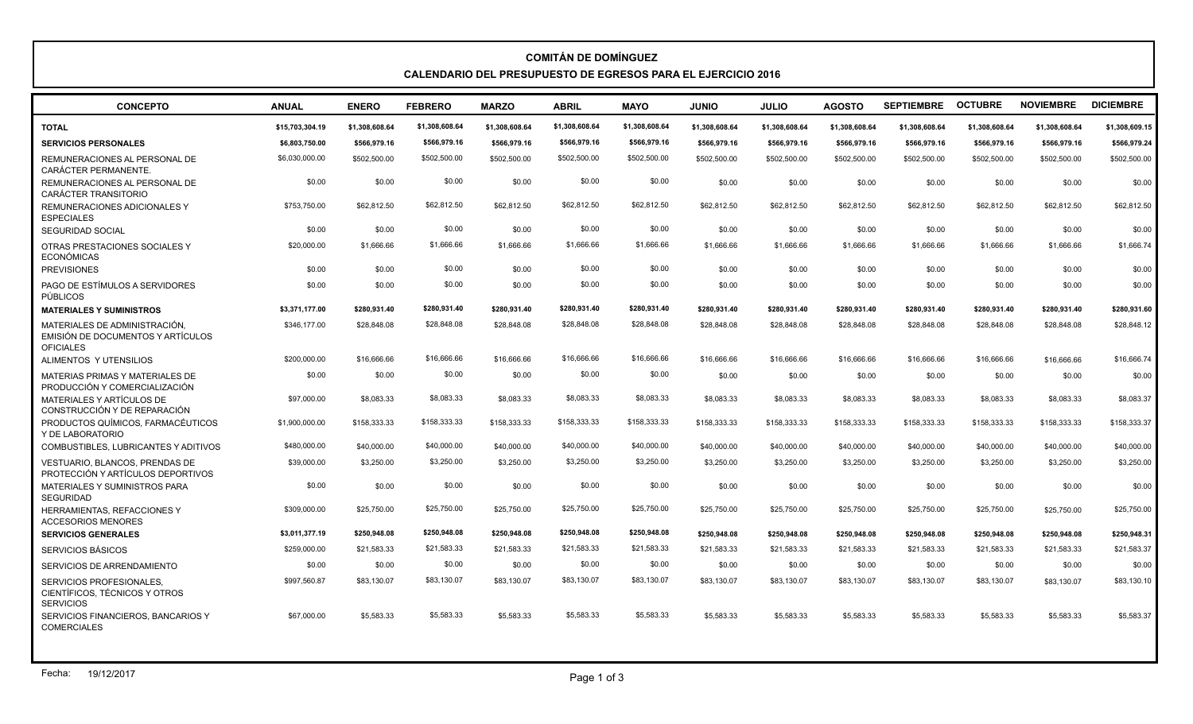# COMITÁN DE DOMÍNGUEZ

## CALENDARIO DEL PRESUPUESTO DE EGRESOS PARA EL EJERCICIO 2016

| CONCEPTO | ANUAL | ENERO | FEBRERO | MARZO | ABRIL | MAYO | JUNIO | JULIO | AGOSTO | SEPTIEMBRE | OCTUBRE | NOVIEMBRE | DICIEMBRE |
|---|---|---|---|---|---|---|---|---|---|---|---|---|---|
| **TOTAL** | **$15,703,304.19** | **$1,308,608.64** | **$1,308,608.64** | **$1,308,608.64** | **$1,308,608.64** | **$1,308,608.64** | **$1,308,608.64** | **$1,308,608.64** | **$1,308,608.64** | **$1,308,608.64** | **$1,308,608.64** | **$1,308,608.64** | **$1,308,609.15** |
| **SERVICIOS PERSONALES** | **$6,803,750.00** | **$566,979.16** | **$566,979.16** | **$566,979.16** | **$566,979.16** | **$566,979.16** | **$566,979.16** | **$566,979.16** | **$566,979.16** | **$566,979.16** | **$566,979.16** | **$566,979.16** | **$566,979.24** |
| REMUNERACIONES AL PERSONAL DE CARÁCTER PERMANENTE. | $6,030,000.00 | $502,500.00 | $502,500.00 | $502,500.00 | $502,500.00 | $502,500.00 | $502,500.00 | $502,500.00 | $502,500.00 | $502,500.00 | $502,500.00 | $502,500.00 | $502,500.00 |
| REMUNERACIONES AL PERSONAL DE CARÁCTER TRANSITORIO | $0.00 | $0.00 | $0.00 | $0.00 | $0.00 | $0.00 | $0.00 | $0.00 | $0.00 | $0.00 | $0.00 | $0.00 | $0.00 |
| REMUNERACIONES ADICIONALES Y ESPECIALES | $753,750.00 | $62,812.50 | $62,812.50 | $62,812.50 | $62,812.50 | $62,812.50 | $62,812.50 | $62,812.50 | $62,812.50 | $62,812.50 | $62,812.50 | $62,812.50 | $62,812.50 |
| SEGURIDAD SOCIAL | $0.00 | $0.00 | $0.00 | $0.00 | $0.00 | $0.00 | $0.00 | $0.00 | $0.00 | $0.00 | $0.00 | $0.00 | $0.00 |
| OTRAS PRESTACIONES SOCIALES Y ECONÓMICAS | $20,000.00 | $1,666.66 | $1,666.66 | $1,666.66 | $1,666.66 | $1,666.66 | $1,666.66 | $1,666.66 | $1,666.66 | $1,666.66 | $1,666.66 | $1,666.66 | $1,666.74 |
| PREVISIONES | $0.00 | $0.00 | $0.00 | $0.00 | $0.00 | $0.00 | $0.00 | $0.00 | $0.00 | $0.00 | $0.00 | $0.00 | $0.00 |
| PAGO DE ESTÍMULOS A SERVIDORES PÚBLICOS | $0.00 | $0.00 | $0.00 | $0.00 | $0.00 | $0.00 | $0.00 | $0.00 | $0.00 | $0.00 | $0.00 | $0.00 | $0.00 |
| **MATERIALES Y SUMINISTROS** | **$3,371,177.00** | **$280,931.40** | **$280,931.40** | **$280,931.40** | **$280,931.40** | **$280,931.40** | **$280,931.40** | **$280,931.40** | **$280,931.40** | **$280,931.40** | **$280,931.40** | **$280,931.40** | **$280,931.60** |
| MATERIALES DE ADMINISTRACIÓN, EMISIÓN DE DOCUMENTOS Y ARTÍCULOS OFICIALES | $346,177.00 | $28,848.08 | $28,848.08 | $28,848.08 | $28,848.08 | $28,848.08 | $28,848.08 | $28,848.08 | $28,848.08 | $28,848.08 | $28,848.08 | $28,848.08 | $28,848.12 |
| ALIMENTOS Y UTENSILIOS | $200,000.00 | $16,666.66 | $16,666.66 | $16,666.66 | $16,666.66 | $16,666.66 | $16,666.66 | $16,666.66 | $16,666.66 | $16,666.66 | $16,666.66 | $16,666.66 | $16,666.74 |
| MATERIAS PRIMAS Y MATERIALES DE PRODUCCIÓN Y COMERCIALIZACIÓN | $0.00 | $0.00 | $0.00 | $0.00 | $0.00 | $0.00 | $0.00 | $0.00 | $0.00 | $0.00 | $0.00 | $0.00 | $0.00 |
| MATERIALES Y ARTÍCULOS DE CONSTRUCCIÓN Y DE REPARACIÓN | $97,000.00 | $8,083.33 | $8,083.33 | $8,083.33 | $8,083.33 | $8,083.33 | $8,083.33 | $8,083.33 | $8,083.33 | $8,083.33 | $8,083.33 | $8,083.33 | $8,083.37 |
| PRODUCTOS QUÍMICOS, FARMACÉUTICOS Y DE LABORATORIO | $1,900,000.00 | $158,333.33 | $158,333.33 | $158,333.33 | $158,333.33 | $158,333.33 | $158,333.33 | $158,333.33 | $158,333.33 | $158,333.33 | $158,333.33 | $158,333.33 | $158,333.37 |
| COMBUSTIBLES, LUBRICANTES Y ADITIVOS | $480,000.00 | $40,000.00 | $40,000.00 | $40,000.00 | $40,000.00 | $40,000.00 | $40,000.00 | $40,000.00 | $40,000.00 | $40,000.00 | $40,000.00 | $40,000.00 | $40,000.00 |
| VESTUARIO, BLANCOS, PRENDAS DE PROTECCIÓN Y ARTÍCULOS DEPORTIVOS | $39,000.00 | $3,250.00 | $3,250.00 | $3,250.00 | $3,250.00 | $3,250.00 | $3,250.00 | $3,250.00 | $3,250.00 | $3,250.00 | $3,250.00 | $3,250.00 | $3,250.00 |
| MATERIALES Y SUMINISTROS PARA SEGURIDAD | $0.00 | $0.00 | $0.00 | $0.00 | $0.00 | $0.00 | $0.00 | $0.00 | $0.00 | $0.00 | $0.00 | $0.00 | $0.00 |
| HERRAMIENTAS, REFACCIONES Y ACCESORIOS MENORES | $309,000.00 | $25,750.00 | $25,750.00 | $25,750.00 | $25,750.00 | $25,750.00 | $25,750.00 | $25,750.00 | $25,750.00 | $25,750.00 | $25,750.00 | $25,750.00 | $25,750.00 |
| **SERVICIOS GENERALES** | **$3,011,377.19** | **$250,948.08** | **$250,948.08** | **$250,948.08** | **$250,948.08** | **$250,948.08** | **$250,948.08** | **$250,948.08** | **$250,948.08** | **$250,948.08** | **$250,948.08** | **$250,948.08** | **$250,948.31** |
| SERVICIOS BÁSICOS | $259,000.00 | $21,583.33 | $21,583.33 | $21,583.33 | $21,583.33 | $21,583.33 | $21,583.33 | $21,583.33 | $21,583.33 | $21,583.33 | $21,583.33 | $21,583.33 | $21,583.37 |
| SERVICIOS DE ARRENDAMIENTO | $0.00 | $0.00 | $0.00 | $0.00 | $0.00 | $0.00 | $0.00 | $0.00 | $0.00 | $0.00 | $0.00 | $0.00 | $0.00 |
| SERVICIOS PROFESIONALES, CIENTÍFICOS, TÉCNICOS Y OTROS SERVICIOS | $997,560.87 | $83,130.07 | $83,130.07 | $83,130.07 | $83,130.07 | $83,130.07 | $83,130.07 | $83,130.07 | $83,130.07 | $83,130.07 | $83,130.07 | $83,130.07 | $83,130.10 |
| SERVICIOS FINANCIEROS, BANCARIOS Y COMERCIALES | $67,000.00 | $5,583.33 | $5,583.33 | $5,583.33 | $5,583.33 | $5,583.33 | $5,583.33 | $5,583.33 | $5,583.33 | $5,583.33 | $5,583.33 | $5,583.33 | $5,583.37 |

Fecha: 19/12/2017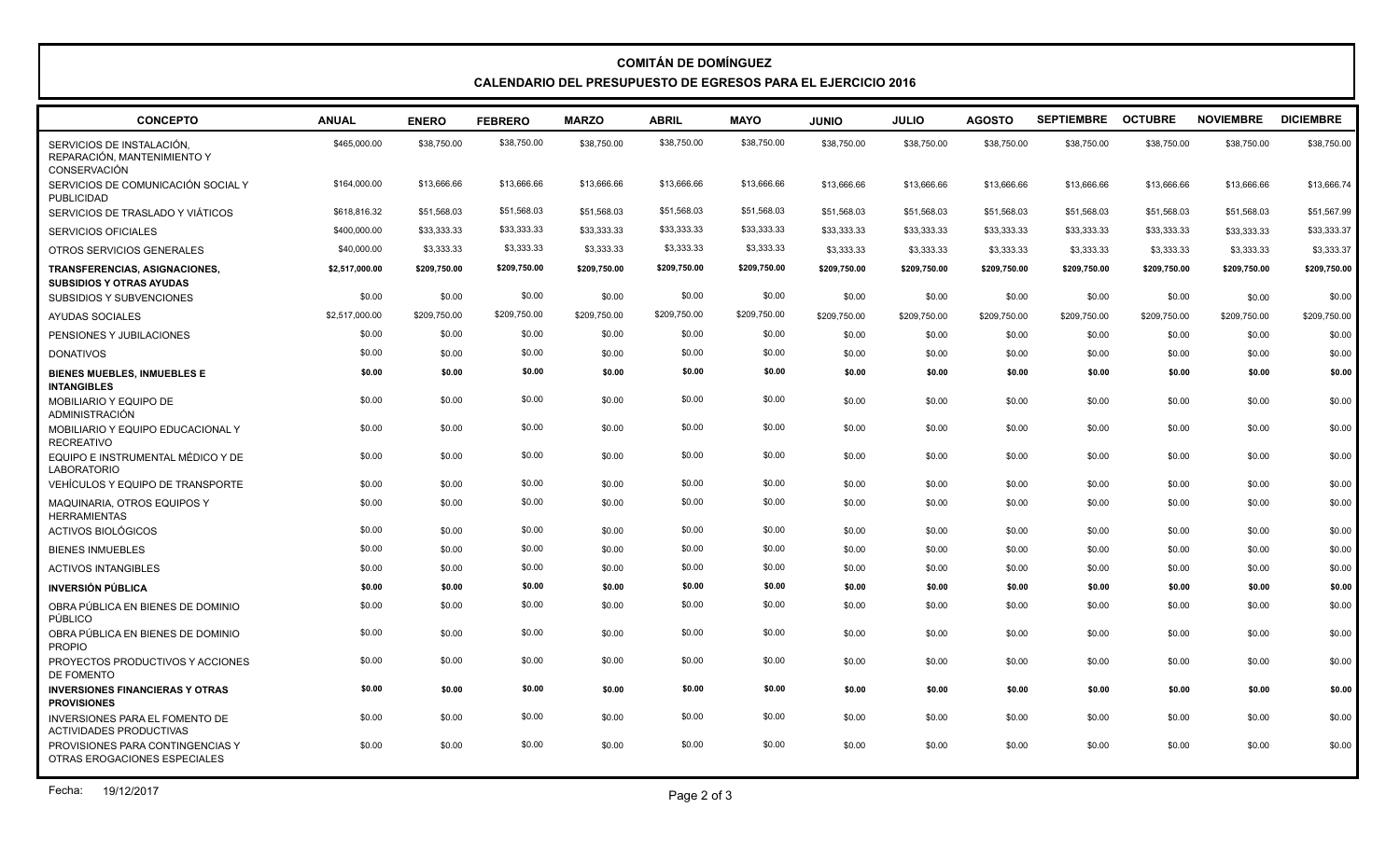# COMITÁN DE DOMÍNGUEZ

## CALENDARIO DEL PRESUPUESTO DE EGRESOS PARA EL EJERCICIO 2016

| CONCEPTO | ANUAL | ENERO | FEBRERO | MARZO | ABRIL | MAYO | JUNIO | JULIO | AGOSTO | SEPTIEMBRE | OCTUBRE | NOVIEMBRE | DICIEMBRE |
|---|---|---|---|---|---|---|---|---|---|---|---|---|---|
| SERVICIOS DE INSTALACIÓN, REPARACIÓN, MANTENIMIENTO Y CONSERVACIÓN | $465,000.00 | $38,750.00 | $38,750.00 | $38,750.00 | $38,750.00 | $38,750.00 | $38,750.00 | $38,750.00 | $38,750.00 | $38,750.00 | $38,750.00 | $38,750.00 | $38,750.00 |
| SERVICIOS DE COMUNICACIÓN SOCIAL Y PUBLICIDAD | $164,000.00 | $13,666.66 | $13,666.66 | $13,666.66 | $13,666.66 | $13,666.66 | $13,666.66 | $13,666.66 | $13,666.66 | $13,666.66 | $13,666.66 | $13,666.66 | $13,666.74 |
| SERVICIOS DE TRASLADO Y VIÁTICOS | $618,816.32 | $51,568.03 | $51,568.03 | $51,568.03 | $51,568.03 | $51,568.03 | $51,568.03 | $51,568.03 | $51,568.03 | $51,568.03 | $51,568.03 | $51,568.03 | $51,567.99 |
| SERVICIOS OFICIALES | $400,000.00 | $33,333.33 | $33,333.33 | $33,333.33 | $33,333.33 | $33,333.33 | $33,333.33 | $33,333.33 | $33,333.33 | $33,333.33 | $33,333.33 | $33,333.33 | $33,333.37 |
| OTROS SERVICIOS GENERALES | $40,000.00 | $3,333.33 | $3,333.33 | $3,333.33 | $3,333.33 | $3,333.33 | $3,333.33 | $3,333.33 | $3,333.33 | $3,333.33 | $3,333.33 | $3,333.33 | $3,333.37 |
| **TRANSFERENCIAS, ASIGNACIONES, SUBSIDIOS Y OTRAS AYUDAS** | **$2,517,000.00** | **$209,750.00** | **$209,750.00** | **$209,750.00** | **$209,750.00** | **$209,750.00** | **$209,750.00** | **$209,750.00** | **$209,750.00** | **$209,750.00** | **$209,750.00** | **$209,750.00** | **$209,750.00** |
| SUBSIDIOS Y SUBVENCIONES | $0.00 | $0.00 | $0.00 | $0.00 | $0.00 | $0.00 | $0.00 | $0.00 | $0.00 | $0.00 | $0.00 | $0.00 | $0.00 |
| AYUDAS SOCIALES | $2,517,000.00 | $209,750.00 | $209,750.00 | $209,750.00 | $209,750.00 | $209,750.00 | $209,750.00 | $209,750.00 | $209,750.00 | $209,750.00 | $209,750.00 | $209,750.00 | $209,750.00 |
| PENSIONES Y JUBILACIONES | $0.00 | $0.00 | $0.00 | $0.00 | $0.00 | $0.00 | $0.00 | $0.00 | $0.00 | $0.00 | $0.00 | $0.00 | $0.00 |
| DONATIVOS | $0.00 | $0.00 | $0.00 | $0.00 | $0.00 | $0.00 | $0.00 | $0.00 | $0.00 | $0.00 | $0.00 | $0.00 | $0.00 |
| **BIENES MUEBLES, INMUEBLES E INTANGIBLES** | **$0.00** | **$0.00** | **$0.00** | **$0.00** | **$0.00** | **$0.00** | **$0.00** | **$0.00** | **$0.00** | **$0.00** | **$0.00** | **$0.00** | **$0.00** |
| MOBILIARIO Y EQUIPO DE ADMINISTRACIÓN | $0.00 | $0.00 | $0.00 | $0.00 | $0.00 | $0.00 | $0.00 | $0.00 | $0.00 | $0.00 | $0.00 | $0.00 | $0.00 |
| MOBILIARIO Y EQUIPO EDUCACIONAL Y RECREATIVO | $0.00 | $0.00 | $0.00 | $0.00 | $0.00 | $0.00 | $0.00 | $0.00 | $0.00 | $0.00 | $0.00 | $0.00 | $0.00 |
| EQUIPO E INSTRUMENTAL MÉDICO Y DE LABORATORIO | $0.00 | $0.00 | $0.00 | $0.00 | $0.00 | $0.00 | $0.00 | $0.00 | $0.00 | $0.00 | $0.00 | $0.00 | $0.00 |
| VEHÍCULOS Y EQUIPO DE TRANSPORTE | $0.00 | $0.00 | $0.00 | $0.00 | $0.00 | $0.00 | $0.00 | $0.00 | $0.00 | $0.00 | $0.00 | $0.00 | $0.00 |
| MAQUINARIA, OTROS EQUIPOS Y HERRAMIENTAS | $0.00 | $0.00 | $0.00 | $0.00 | $0.00 | $0.00 | $0.00 | $0.00 | $0.00 | $0.00 | $0.00 | $0.00 | $0.00 |
| ACTIVOS BIOLÓGICOS | $0.00 | $0.00 | $0.00 | $0.00 | $0.00 | $0.00 | $0.00 | $0.00 | $0.00 | $0.00 | $0.00 | $0.00 | $0.00 |
| BIENES INMUEBLES | $0.00 | $0.00 | $0.00 | $0.00 | $0.00 | $0.00 | $0.00 | $0.00 | $0.00 | $0.00 | $0.00 | $0.00 | $0.00 |
| ACTIVOS INTANGIBLES | $0.00 | $0.00 | $0.00 | $0.00 | $0.00 | $0.00 | $0.00 | $0.00 | $0.00 | $0.00 | $0.00 | $0.00 | $0.00 |
| **INVERSIÓN PÚBLICA** | **$0.00** | **$0.00** | **$0.00** | **$0.00** | **$0.00** | **$0.00** | **$0.00** | **$0.00** | **$0.00** | **$0.00** | **$0.00** | **$0.00** | **$0.00** |
| OBRA PÚBLICA EN BIENES DE DOMINIO PÚBLICO | $0.00 | $0.00 | $0.00 | $0.00 | $0.00 | $0.00 | $0.00 | $0.00 | $0.00 | $0.00 | $0.00 | $0.00 | $0.00 |
| OBRA PÚBLICA EN BIENES DE DOMINIO PROPIO | $0.00 | $0.00 | $0.00 | $0.00 | $0.00 | $0.00 | $0.00 | $0.00 | $0.00 | $0.00 | $0.00 | $0.00 | $0.00 |
| PROYECTOS PRODUCTIVOS Y ACCIONES DE FOMENTO | $0.00 | $0.00 | $0.00 | $0.00 | $0.00 | $0.00 | $0.00 | $0.00 | $0.00 | $0.00 | $0.00 | $0.00 | $0.00 |
| **INVERSIONES FINANCIERAS Y OTRAS PROVISIONES** | **$0.00** | **$0.00** | **$0.00** | **$0.00** | **$0.00** | **$0.00** | **$0.00** | **$0.00** | **$0.00** | **$0.00** | **$0.00** | **$0.00** | **$0.00** |
| INVERSIONES PARA EL FOMENTO DE ACTIVIDADES PRODUCTIVAS | $0.00 | $0.00 | $0.00 | $0.00 | $0.00 | $0.00 | $0.00 | $0.00 | $0.00 | $0.00 | $0.00 | $0.00 | $0.00 |
| PROVISIONES PARA CONTINGENCIAS Y OTRAS EROGACIONES ESPECIALES | $0.00 | $0.00 | $0.00 | $0.00 | $0.00 | $0.00 | $0.00 | $0.00 | $0.00 | $0.00 | $0.00 | $0.00 | $0.00 |

Fecha: 19/12/2017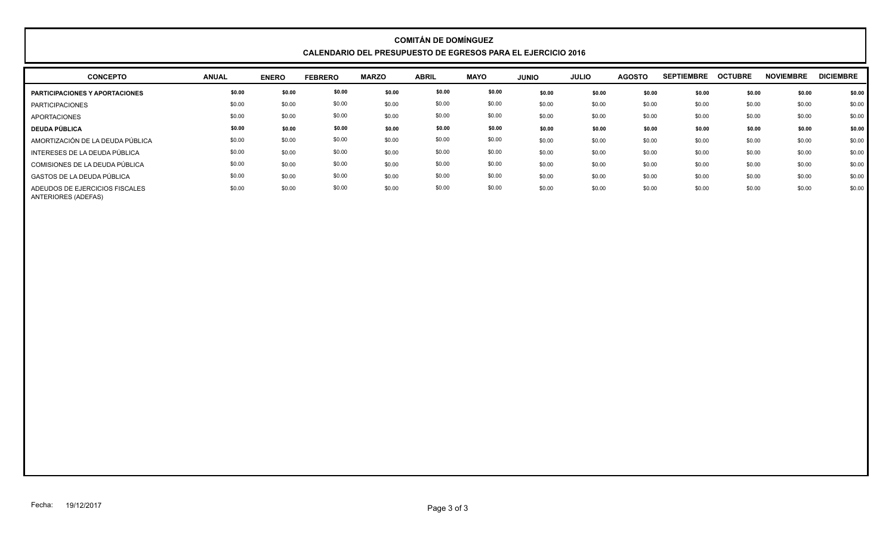# COMITÁN DE DOMÍNGUEZ

## CALENDARIO DEL PRESUPUESTO DE EGRESOS PARA EL EJERCICIO 2016

| CONCEPTO | ANUAL | ENERO | FEBRERO | MARZO | ABRIL | MAYO | JUNIO | JULIO | AGOSTO | SEPTIEMBRE | OCTUBRE | NOVIEMBRE | DICIEMBRE |
|---|---|---|---|---|---|---|---|---|---|---|---|---|---|
| **PARTICIPACIONES Y APORTACIONES** | **$0.00** | **$0.00** | **$0.00** | **$0.00** | **$0.00** | **$0.00** | **$0.00** | **$0.00** | **$0.00** | **$0.00** | **$0.00** | **$0.00** | **$0.00** |
| PARTICIPACIONES | $0.00 | $0.00 | $0.00 | $0.00 | $0.00 | $0.00 | $0.00 | $0.00 | $0.00 | $0.00 | $0.00 | $0.00 | $0.00 |
| APORTACIONES | $0.00 | $0.00 | $0.00 | $0.00 | $0.00 | $0.00 | $0.00 | $0.00 | $0.00 | $0.00 | $0.00 | $0.00 | $0.00 |
| **DEUDA PÚBLICA** | **$0.00** | **$0.00** | **$0.00** | **$0.00** | **$0.00** | **$0.00** | **$0.00** | **$0.00** | **$0.00** | **$0.00** | **$0.00** | **$0.00** | **$0.00** |
| AMORTIZACIÓN DE LA DEUDA PÚBLICA | $0.00 | $0.00 | $0.00 | $0.00 | $0.00 | $0.00 | $0.00 | $0.00 | $0.00 | $0.00 | $0.00 | $0.00 | $0.00 |
| INTERESES DE LA DEUDA PÚBLICA | $0.00 | $0.00 | $0.00 | $0.00 | $0.00 | $0.00 | $0.00 | $0.00 | $0.00 | $0.00 | $0.00 | $0.00 | $0.00 |
| COMISIONES DE LA DEUDA PÚBLICA | $0.00 | $0.00 | $0.00 | $0.00 | $0.00 | $0.00 | $0.00 | $0.00 | $0.00 | $0.00 | $0.00 | $0.00 | $0.00 |
| GASTOS DE LA DEUDA PÚBLICA | $0.00 | $0.00 | $0.00 | $0.00 | $0.00 | $0.00 | $0.00 | $0.00 | $0.00 | $0.00 | $0.00 | $0.00 | $0.00 |
| ADEUDOS DE EJERCICIOS FISCALES ANTERIORES (ADEFAS) | $0.00 | $0.00 | $0.00 | $0.00 | $0.00 | $0.00 | $0.00 | $0.00 | $0.00 | $0.00 | $0.00 | $0.00 | $0.00 |

Fecha: 19/12/2017